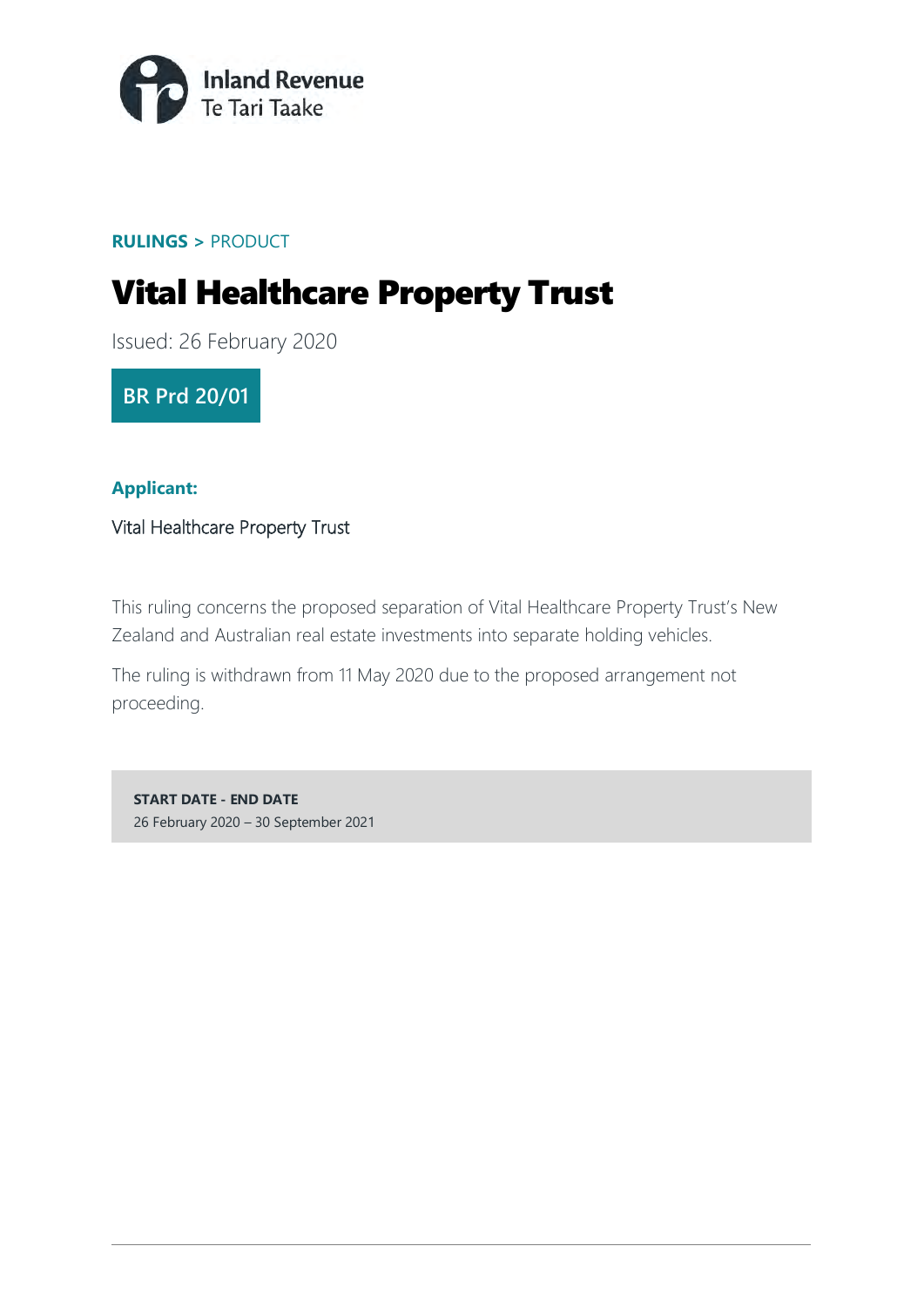Inland Revenue
Te Tari Taake

**RULINGS >** PRODUCT

# Vital Healthcare Property Trust

Issued: 26 February 2020

**BR Prd 20/01**

**Applicant:**

Vital Healthcare Property Trust

This ruling concerns the proposed separation of Vital Healthcare Property Trust's New Zealand and Australian real estate investments into separate holding vehicles.

The ruling is withdrawn from 11 May 2020 due to the proposed arrangement not proceeding.

**START DATE - END DATE**
26 February 2020 – 30 September 2021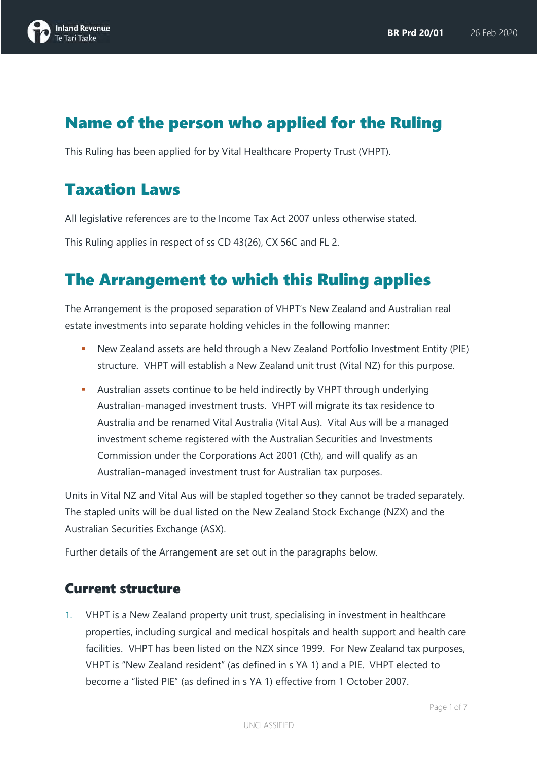## Name of the person who applied for the Ruling

This Ruling has been applied for by Vital Healthcare Property Trust (VHPT).

## Taxation Laws

All legislative references are to the Income Tax Act 2007 unless otherwise stated.

This Ruling applies in respect of ss CD 43(26), CX 56C and FL 2.

## The Arrangement to which this Ruling applies

The Arrangement is the proposed separation of VHPT's New Zealand and Australian real estate investments into separate holding vehicles in the following manner:

- New Zealand assets are held through a New Zealand Portfolio Investment Entity (PIE) structure. VHPT will establish a New Zealand unit trust (Vital NZ) for this purpose.
- Australian assets continue to be held indirectly by VHPT through underlying Australian-managed investment trusts. VHPT will migrate its tax residence to Australia and be renamed Vital Australia (Vital Aus). Vital Aus will be a managed investment scheme registered with the Australian Securities and Investments Commission under the Corporations Act 2001 (Cth), and will qualify as an Australian-managed investment trust for Australian tax purposes.

Units in Vital NZ and Vital Aus will be stapled together so they cannot be traded separately. The stapled units will be dual listed on the New Zealand Stock Exchange (NZX) and the Australian Securities Exchange (ASX).

Further details of the Arrangement are set out in the paragraphs below.

### Current structure

1. VHPT is a New Zealand property unit trust, specialising in investment in healthcare properties, including surgical and medical hospitals and health support and health care facilities. VHPT has been listed on the NZX since 1999. For New Zealand tax purposes, VHPT is "New Zealand resident" (as defined in s YA 1) and a PIE. VHPT elected to become a "listed PIE" (as defined in s YA 1) effective from 1 October 2007.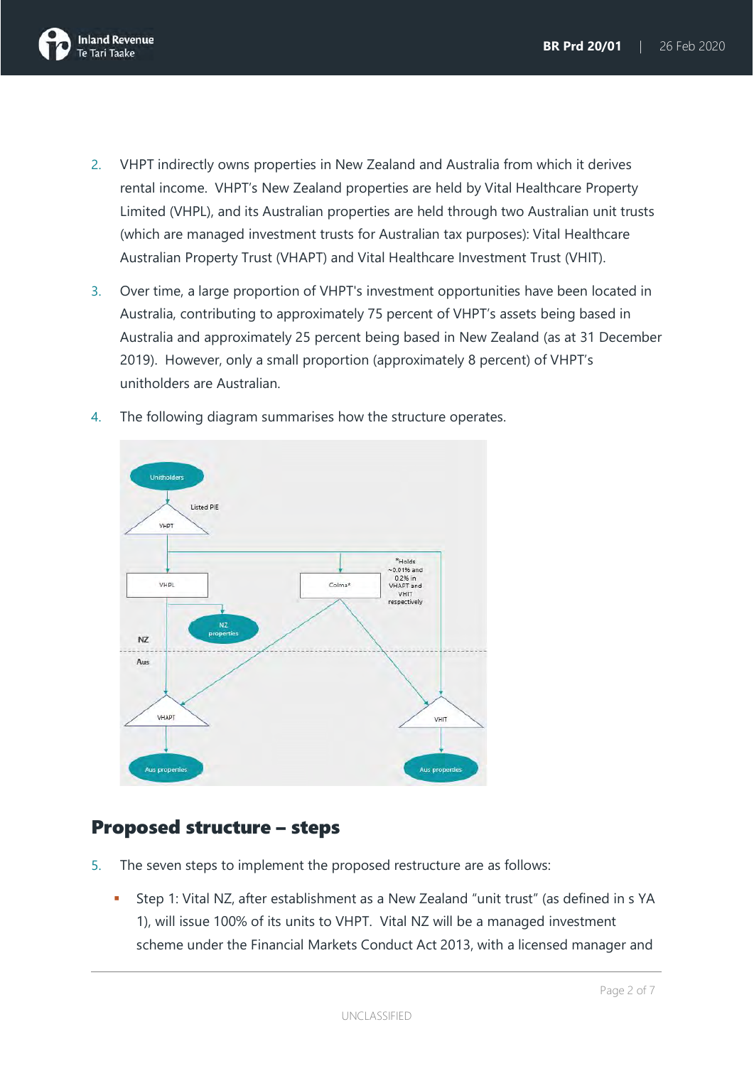2. VHPT indirectly owns properties in New Zealand and Australia from which it derives rental income. VHPT's New Zealand properties are held by Vital Healthcare Property Limited (VHPL), and its Australian properties are held through two Australian unit trusts (which are managed investment trusts for Australian tax purposes): Vital Healthcare Australian Property Trust (VHAPT) and Vital Healthcare Investment Trust (VHIT).

3. Over time, a large proportion of VHPT's investment opportunities have been located in Australia, contributing to approximately 75 percent of VHPT's assets being based in Australia and approximately 25 percent being based in New Zealand (as at 31 December 2019). However, only a small proportion (approximately 8 percent) of VHPT's unitholders are Australian.

4. The following diagram summarises how the structure operates.

## Proposed structure – steps

5. The seven steps to implement the proposed restructure are as follows:

   - Step 1: Vital NZ, after establishment as a New Zealand "unit trust" (as defined in s YA 1), will issue 100% of its units to VHPT. Vital NZ will be a managed investment scheme under the Financial Markets Conduct Act 2013, with a licensed manager and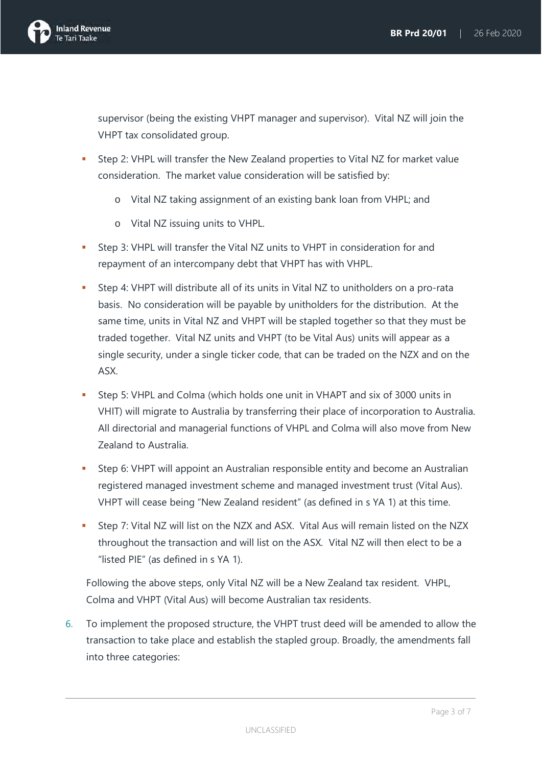supervisor (being the existing VHPT manager and supervisor). Vital NZ will join the VHPT tax consolidated group.

- Step 2: VHPL will transfer the New Zealand properties to Vital NZ for market value consideration. The market value consideration will be satisfied by:
  - Vital NZ taking assignment of an existing bank loan from VHPL; and
  - Vital NZ issuing units to VHPL.
- Step 3: VHPL will transfer the Vital NZ units to VHPT in consideration for and repayment of an intercompany debt that VHPT has with VHPL.
- Step 4: VHPT will distribute all of its units in Vital NZ to unitholders on a pro-rata basis. No consideration will be payable by unitholders for the distribution. At the same time, units in Vital NZ and VHPT will be stapled together so that they must be traded together. Vital NZ units and VHPT (to be Vital Aus) units will appear as a single security, under a single ticker code, that can be traded on the NZX and on the ASX.
- Step 5: VHPL and Colma (which holds one unit in VHAPT and six of 3000 units in VHIT) will migrate to Australia by transferring their place of incorporation to Australia. All directorial and managerial functions of VHPL and Colma will also move from New Zealand to Australia.
- Step 6: VHPT will appoint an Australian responsible entity and become an Australian registered managed investment scheme and managed investment trust (Vital Aus). VHPT will cease being "New Zealand resident" (as defined in s YA 1) at this time.
- Step 7: Vital NZ will list on the NZX and ASX. Vital Aus will remain listed on the NZX throughout the transaction and will list on the ASX. Vital NZ will then elect to be a "listed PIE" (as defined in s YA 1).

Following the above steps, only Vital NZ will be a New Zealand tax resident. VHPL, Colma and VHPT (Vital Aus) will become Australian tax residents.

6. To implement the proposed structure, the VHPT trust deed will be amended to allow the transaction to take place and establish the stapled group. Broadly, the amendments fall into three categories: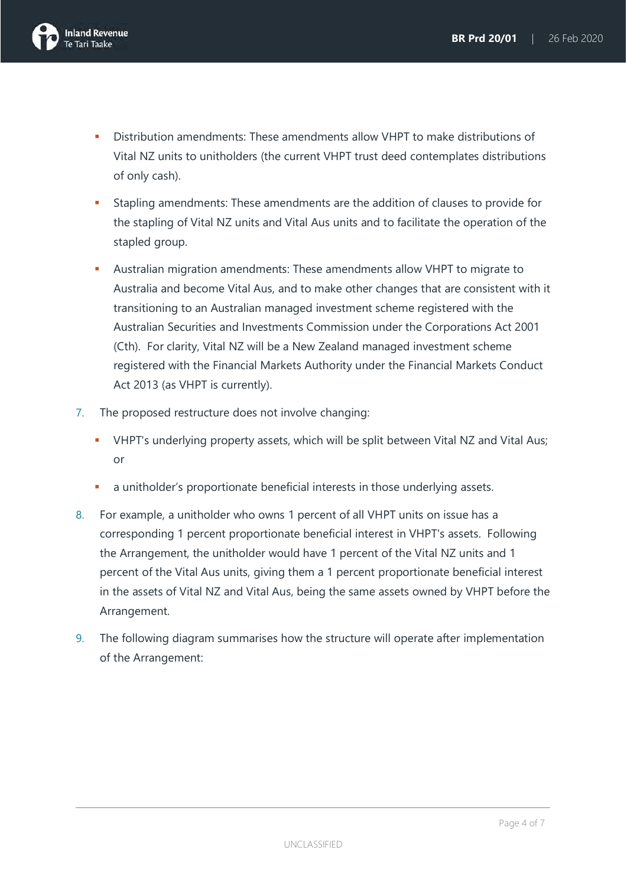- Distribution amendments: These amendments allow VHPT to make distributions of Vital NZ units to unitholders (the current VHPT trust deed contemplates distributions of only cash).
- Stapling amendments: These amendments are the addition of clauses to provide for the stapling of Vital NZ units and Vital Aus units and to facilitate the operation of the stapled group.
- Australian migration amendments: These amendments allow VHPT to migrate to Australia and become Vital Aus, and to make other changes that are consistent with it transitioning to an Australian managed investment scheme registered with the Australian Securities and Investments Commission under the Corporations Act 2001 (Cth). For clarity, Vital NZ will be a New Zealand managed investment scheme registered with the Financial Markets Authority under the Financial Markets Conduct Act 2013 (as VHPT is currently).

7. The proposed restructure does not involve changing:
   - VHPT's underlying property assets, which will be split between Vital NZ and Vital Aus; or
   - a unitholder's proportionate beneficial interests in those underlying assets.

8. For example, a unitholder who owns 1 percent of all VHPT units on issue has a corresponding 1 percent proportionate beneficial interest in VHPT's assets. Following the Arrangement, the unitholder would have 1 percent of the Vital NZ units and 1 percent of the Vital Aus units, giving them a 1 percent proportionate beneficial interest in the assets of Vital NZ and Vital Aus, being the same assets owned by VHPT before the Arrangement.

9. The following diagram summarises how the structure will operate after implementation of the Arrangement: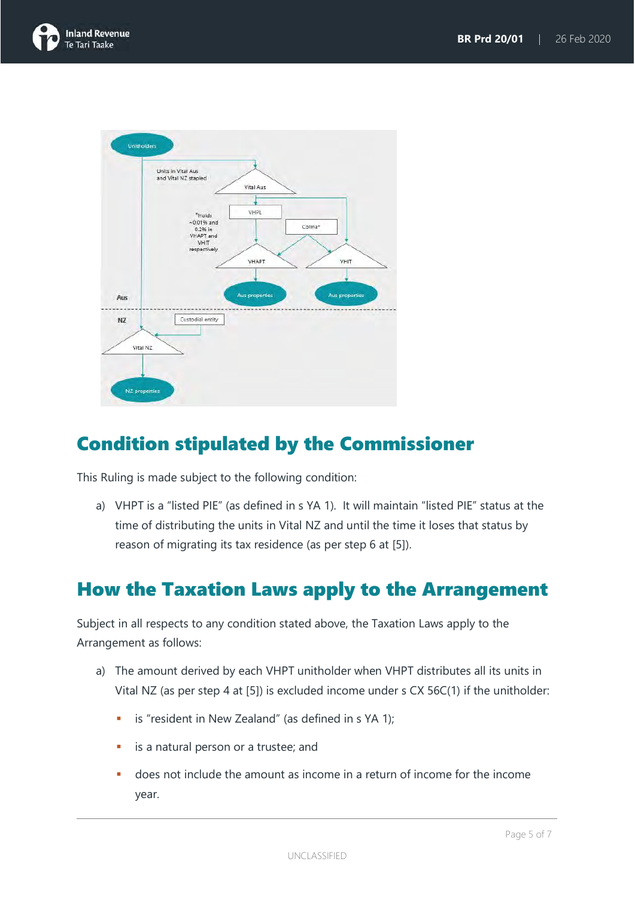## Condition stipulated by the Commissioner

This Ruling is made subject to the following condition:

a) VHPT is a "listed PIE" (as defined in s YA 1). It will maintain "listed PIE" status at the time of distributing the units in Vital NZ and until the time it loses that status by reason of migrating its tax residence (as per step 6 at [5]).

## How the Taxation Laws apply to the Arrangement

Subject in all respects to any condition stated above, the Taxation Laws apply to the Arrangement as follows:

a) The amount derived by each VHPT unitholder when VHPT distributes all its units in Vital NZ (as per step 4 at [5]) is excluded income under s CX 56C(1) if the unitholder:

- is "resident in New Zealand" (as defined in s YA 1);
- is a natural person or a trustee; and
- does not include the amount as income in a return of income for the income year.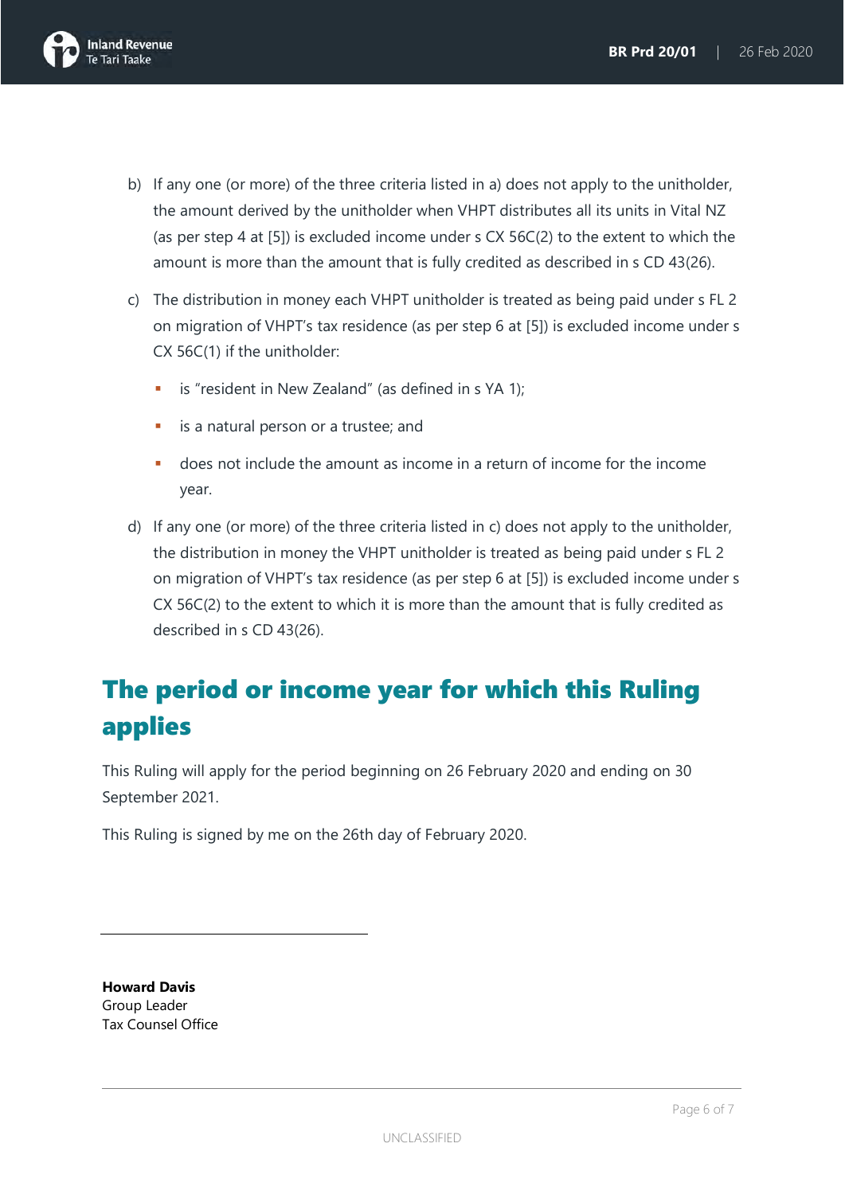b) If any one (or more) of the three criteria listed in a) does not apply to the unitholder, the amount derived by the unitholder when VHPT distributes all its units in Vital NZ (as per step 4 at [5]) is excluded income under s CX 56C(2) to the extent to which the amount is more than the amount that is fully credited as described in s CD 43(26).

c) The distribution in money each VHPT unitholder is treated as being paid under s FL 2 on migration of VHPT's tax residence (as per step 6 at [5]) is excluded income under s CX 56C(1) if the unitholder:

- is "resident in New Zealand" (as defined in s YA 1);
- is a natural person or a trustee; and
- does not include the amount as income in a return of income for the income year.

d) If any one (or more) of the three criteria listed in c) does not apply to the unitholder, the distribution in money the VHPT unitholder is treated as being paid under s FL 2 on migration of VHPT's tax residence (as per step 6 at [5]) is excluded income under s CX 56C(2) to the extent to which it is more than the amount that is fully credited as described in s CD 43(26).

## The period or income year for which this Ruling applies

This Ruling will apply for the period beginning on 26 February 2020 and ending on 30 September 2021.

This Ruling is signed by me on the 26th day of February 2020.

**Howard Davis**
Group Leader
Tax Counsel Office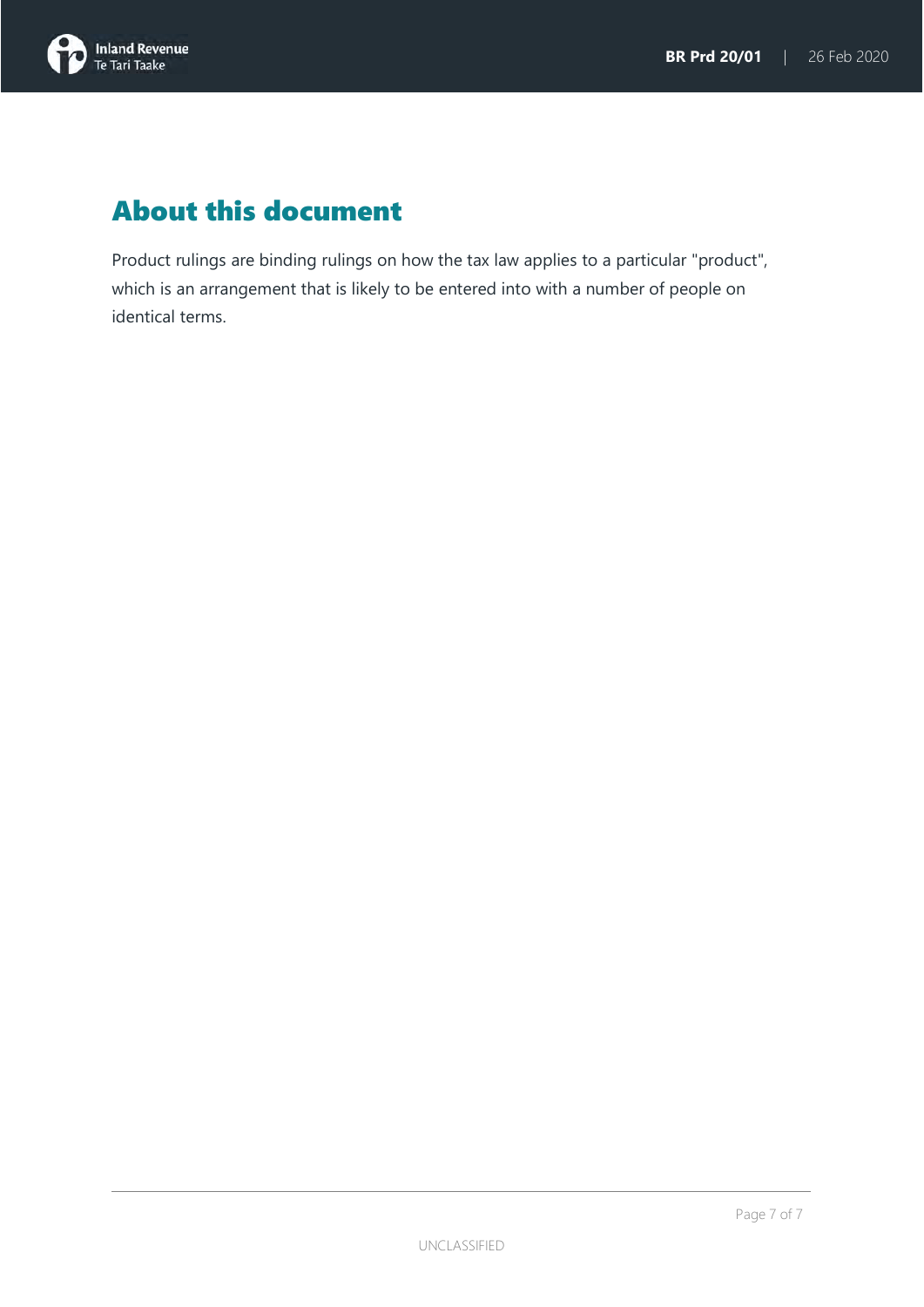# About this document

Product rulings are binding rulings on how the tax law applies to a particular "product", which is an arrangement that is likely to be entered into with a number of people on identical terms.